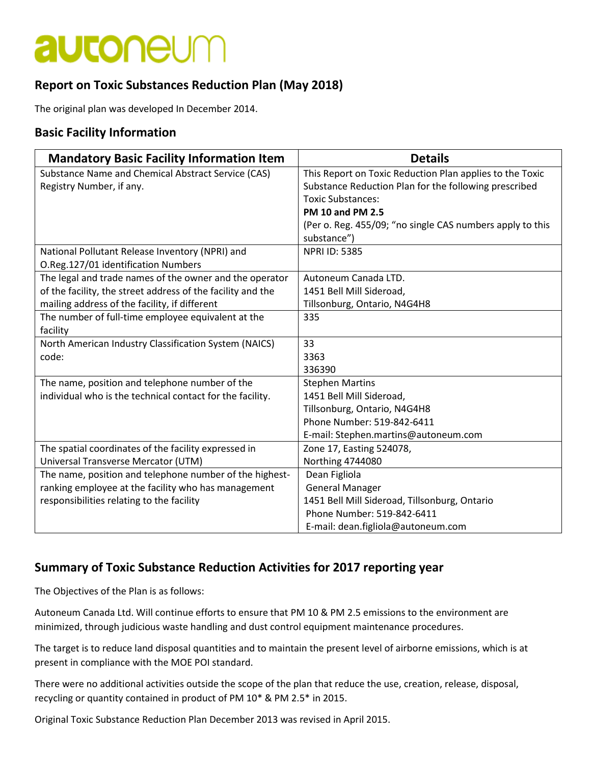# autoneum

## Report on Toxic Substances Reduction Plan (May 2018)

The original plan was developed In December 2014.

## Basic Facility Information

| Mandatory Basic Facility Information Item | Details |
|---|---|
| Substance Name and Chemical Abstract Service (CAS) Registry Number, if any. | This Report on Toxic Reduction Plan applies to the Toxic Substance Reduction Plan for the following prescribed Toxic Substances:<br>**PM 10 and PM 2.5**<br>(Per o. Reg. 455/09; "no single CAS numbers apply to this substance") |
| National Pollutant Release Inventory (NPRI) and O.Reg.127/01 identification Numbers | NPRI ID: 5385 |
| The legal and trade names of the owner and the operator of the facility, the street address of the facility and the mailing address of the facility, if different | Autoneum Canada LTD.<br>1451 Bell Mill Sideroad,<br>Tillsonburg, Ontario, N4G4H8 |
| The number of full-time employee equivalent at the facility | 335 |
| North American Industry Classification System (NAICS) code: | 33<br>3363<br>336390 |
| The name, position and telephone number of the individual who is the technical contact for the facility. | Stephen Martins<br>1451 Bell Mill Sideroad,<br>Tillsonburg, Ontario, N4G4H8<br>Phone Number: 519-842-6411<br>E-mail: Stephen.martins@autoneum.com |
| The spatial coordinates of the facility expressed in Universal Transverse Mercator (UTM) | Zone 17, Easting 524078,<br>Northing 4744080 |
| The name, position and telephone number of the highest-ranking employee at the facility who has management responsibilities relating to the facility | Dean Figliola<br>General Manager<br>1451 Bell Mill Sideroad, Tillsonburg, Ontario<br>Phone Number: 519-842-6411<br>E-mail: dean.figliola@autoneum.com |

## Summary of Toxic Substance Reduction Activities for 2017 reporting year

The Objectives of the Plan is as follows:

Autoneum Canada Ltd. Will continue efforts to ensure that PM 10 & PM 2.5 emissions to the environment are minimized, through judicious waste handling and dust control equipment maintenance procedures.

The target is to reduce land disposal quantities and to maintain the present level of airborne emissions, which is at present in compliance with the MOE POI standard.

There were no additional activities outside the scope of the plan that reduce the use, creation, release, disposal, recycling or quantity contained in product of PM 10* & PM 2.5* in 2015.

Original Toxic Substance Reduction Plan December 2013 was revised in April 2015.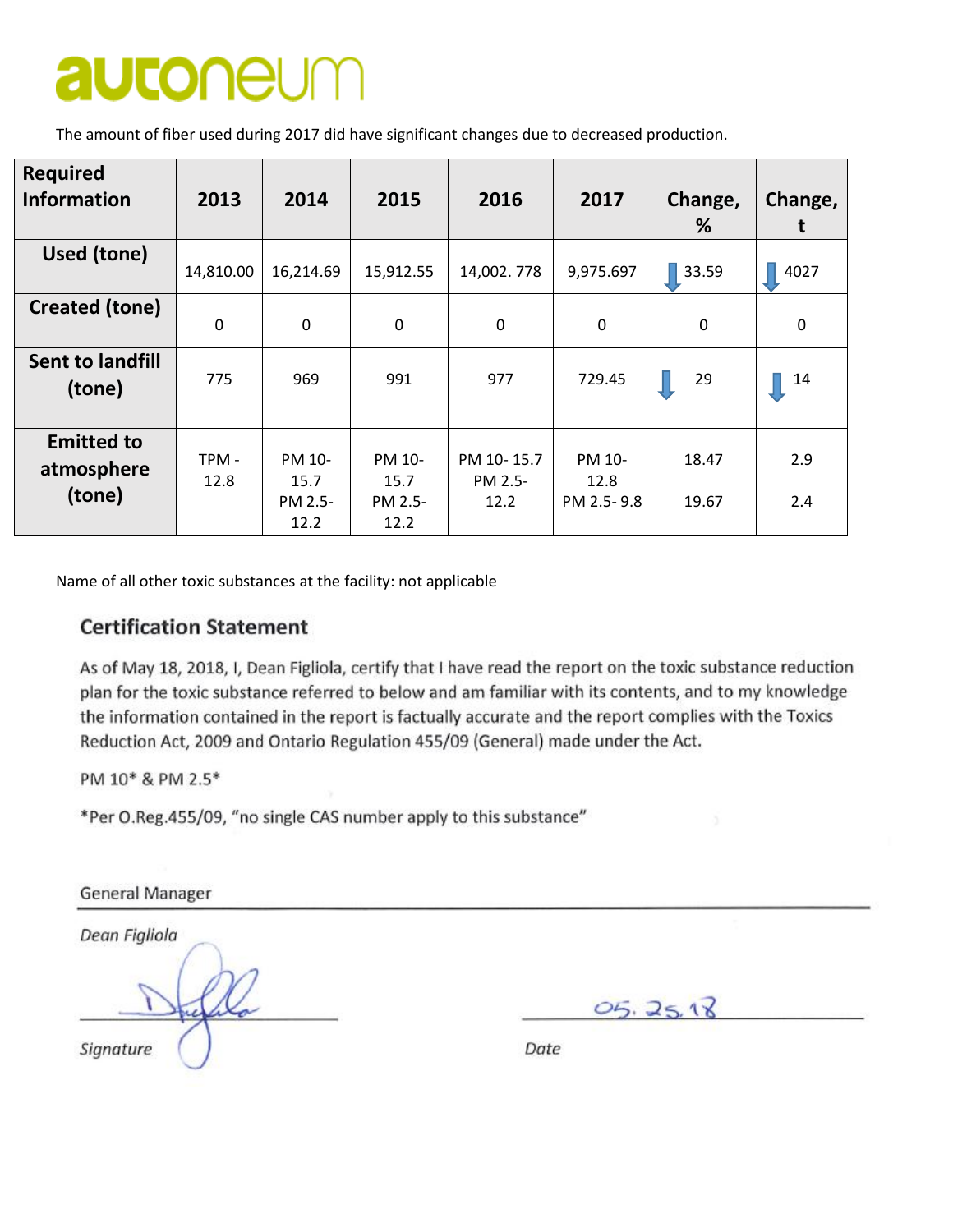autoneum

The amount of fiber used during 2017 did have significant changes due to decreased production.

| Required Information | 2013 | 2014 | 2015 | 2016 | 2017 | Change, % | Change, t |
|---|---|---|---|---|---|---|---|
| Used (tone) | 14,810.00 | 16,214.69 | 15,912.55 | 14,002. 778 | 9,975.697 | ↓ 33.59 | ↓ 4027 |
| Created (tone) | 0 | 0 | 0 | 0 | 0 | 0 | 0 |
| Sent to landfill (tone) | 775 | 969 | 991 | 977 | 729.45 | ↓ 29 | ↓ 14 |
| Emitted to atmosphere (tone) | TPM - 12.8 | PM 10- 15.7 PM 2.5- 12.2 | PM 10- 15.7 PM 2.5- 12.2 | PM 10- 15.7 PM 2.5- 12.2 | PM 10- 12.8 PM 2.5- 9.8 | 18.47 19.67 | 2.9 2.4 |

Name of all other toxic substances at the facility: not applicable

## Certification Statement

As of May 18, 2018, I, Dean Figliola, certify that I have read the report on the toxic substance reduction plan for the toxic substance referred to below and am familiar with its contents, and to my knowledge the information contained in the report is factually accurate and the report complies with the Toxics Reduction Act, 2009 and Ontario Regulation 455/09 (General) made under the Act.

PM 10* & PM 2.5*

*Per O.Reg.455/09, "no single CAS number apply to this substance"

General Manager

*Dean Figliola*

*Signature*

05. 25. 18

*Date*